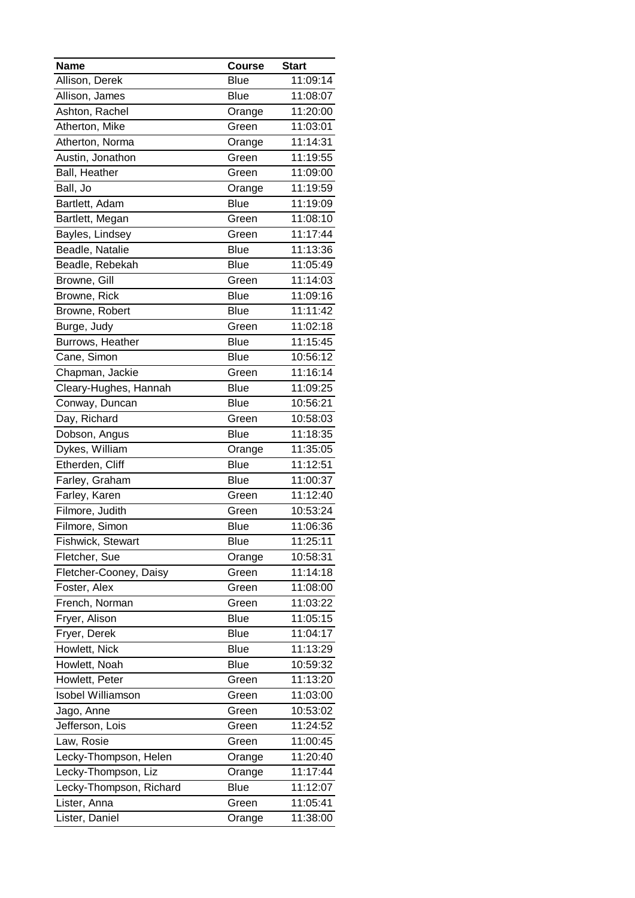| Name | Course | Start |
|---|---|---|
| Allison, Derek | Blue | 11:09:14 |
| Allison, James | Blue | 11:08:07 |
| Ashton, Rachel | Orange | 11:20:00 |
| Atherton, Mike | Green | 11:03:01 |
| Atherton, Norma | Orange | 11:14:31 |
| Austin, Jonathon | Green | 11:19:55 |
| Ball, Heather | Green | 11:09:00 |
| Ball, Jo | Orange | 11:19:59 |
| Bartlett, Adam | Blue | 11:19:09 |
| Bartlett, Megan | Green | 11:08:10 |
| Bayles, Lindsey | Green | 11:17:44 |
| Beadle, Natalie | Blue | 11:13:36 |
| Beadle, Rebekah | Blue | 11:05:49 |
| Browne, Gill | Green | 11:14:03 |
| Browne, Rick | Blue | 11:09:16 |
| Browne, Robert | Blue | 11:11:42 |
| Burge, Judy | Green | 11:02:18 |
| Burrows, Heather | Blue | 11:15:45 |
| Cane, Simon | Blue | 10:56:12 |
| Chapman, Jackie | Green | 11:16:14 |
| Cleary-Hughes, Hannah | Blue | 11:09:25 |
| Conway, Duncan | Blue | 10:56:21 |
| Day, Richard | Green | 10:58:03 |
| Dobson, Angus | Blue | 11:18:35 |
| Dykes, William | Orange | 11:35:05 |
| Etherden, Cliff | Blue | 11:12:51 |
| Farley, Graham | Blue | 11:00:37 |
| Farley, Karen | Green | 11:12:40 |
| Filmore, Judith | Green | 10:53:24 |
| Filmore, Simon | Blue | 11:06:36 |
| Fishwick, Stewart | Blue | 11:25:11 |
| Fletcher, Sue | Orange | 10:58:31 |
| Fletcher-Cooney, Daisy | Green | 11:14:18 |
| Foster, Alex | Green | 11:08:00 |
| French, Norman | Green | 11:03:22 |
| Fryer, Alison | Blue | 11:05:15 |
| Fryer, Derek | Blue | 11:04:17 |
| Howlett, Nick | Blue | 11:13:29 |
| Howlett, Noah | Blue | 10:59:32 |
| Howlett, Peter | Green | 11:13:20 |
| Isobel Williamson | Green | 11:03:00 |
| Jago, Anne | Green | 10:53:02 |
| Jefferson, Lois | Green | 11:24:52 |
| Law, Rosie | Green | 11:00:45 |
| Lecky-Thompson, Helen | Orange | 11:20:40 |
| Lecky-Thompson, Liz | Orange | 11:17:44 |
| Lecky-Thompson, Richard | Blue | 11:12:07 |
| Lister, Anna | Green | 11:05:41 |
| Lister, Daniel | Orange | 11:38:00 |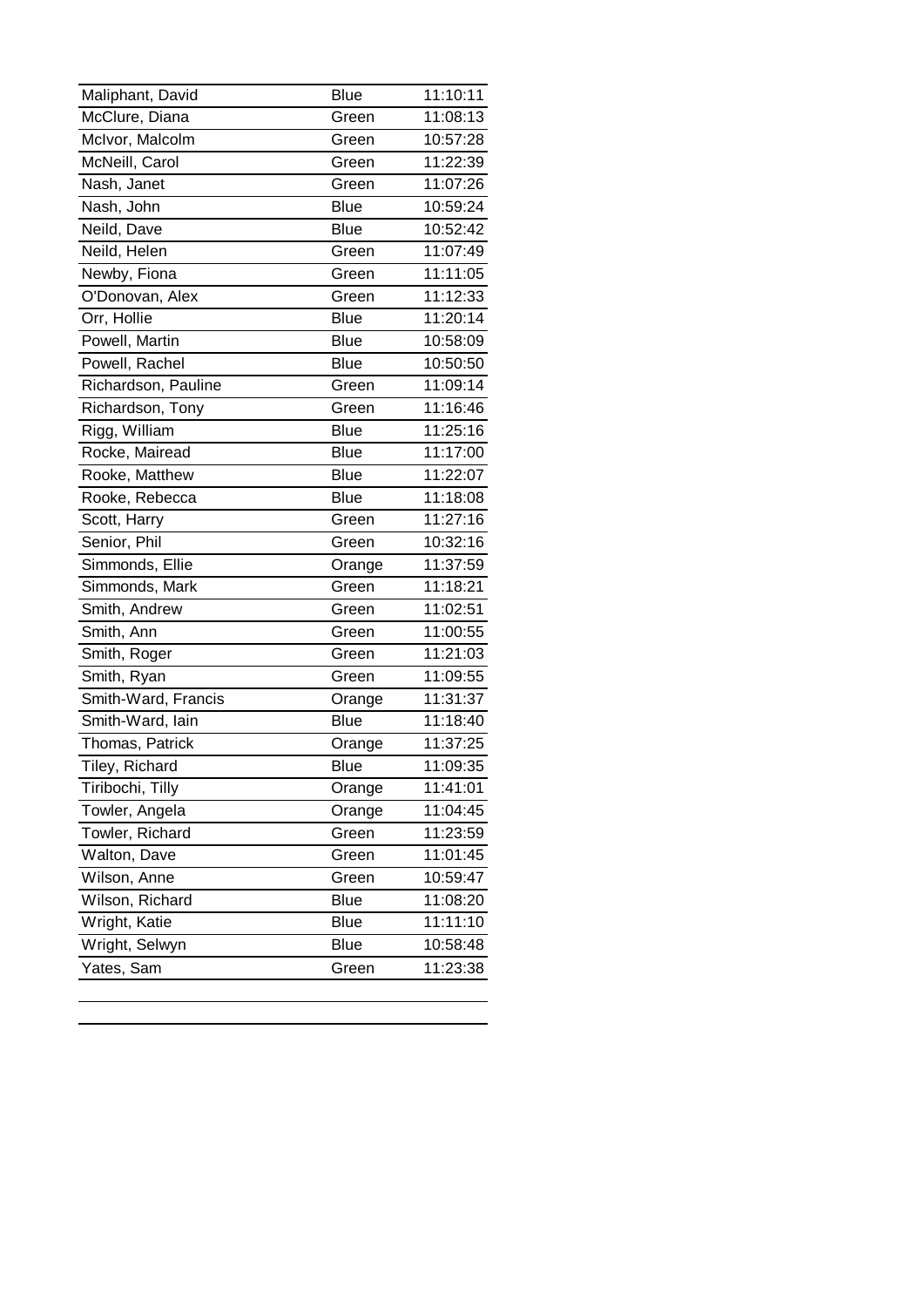| | | |
|---|---|---|
| Maliphant, David | Blue | 11:10:11 |
| McClure, Diana | Green | 11:08:13 |
| McIvor, Malcolm | Green | 10:57:28 |
| McNeill, Carol | Green | 11:22:39 |
| Nash, Janet | Green | 11:07:26 |
| Nash, John | Blue | 10:59:24 |
| Neild, Dave | Blue | 10:52:42 |
| Neild, Helen | Green | 11:07:49 |
| Newby, Fiona | Green | 11:11:05 |
| O'Donovan, Alex | Green | 11:12:33 |
| Orr, Hollie | Blue | 11:20:14 |
| Powell, Martin | Blue | 10:58:09 |
| Powell, Rachel | Blue | 10:50:50 |
| Richardson, Pauline | Green | 11:09:14 |
| Richardson, Tony | Green | 11:16:46 |
| Rigg, William | Blue | 11:25:16 |
| Rocke, Mairead | Blue | 11:17:00 |
| Rooke, Matthew | Blue | 11:22:07 |
| Rooke, Rebecca | Blue | 11:18:08 |
| Scott, Harry | Green | 11:27:16 |
| Senior, Phil | Green | 10:32:16 |
| Simmonds, Ellie | Orange | 11:37:59 |
| Simmonds, Mark | Green | 11:18:21 |
| Smith, Andrew | Green | 11:02:51 |
| Smith, Ann | Green | 11:00:55 |
| Smith, Roger | Green | 11:21:03 |
| Smith, Ryan | Green | 11:09:55 |
| Smith-Ward, Francis | Orange | 11:31:37 |
| Smith-Ward, Iain | Blue | 11:18:40 |
| Thomas, Patrick | Orange | 11:37:25 |
| Tiley, Richard | Blue | 11:09:35 |
| Tiribochi, Tilly | Orange | 11:41:01 |
| Towler, Angela | Orange | 11:04:45 |
| Towler, Richard | Green | 11:23:59 |
| Walton, Dave | Green | 11:01:45 |
| Wilson, Anne | Green | 10:59:47 |
| Wilson, Richard | Blue | 11:08:20 |
| Wright, Katie | Blue | 11:11:10 |
| Wright, Selwyn | Blue | 10:58:48 |
| Yates, Sam | Green | 11:23:38 |